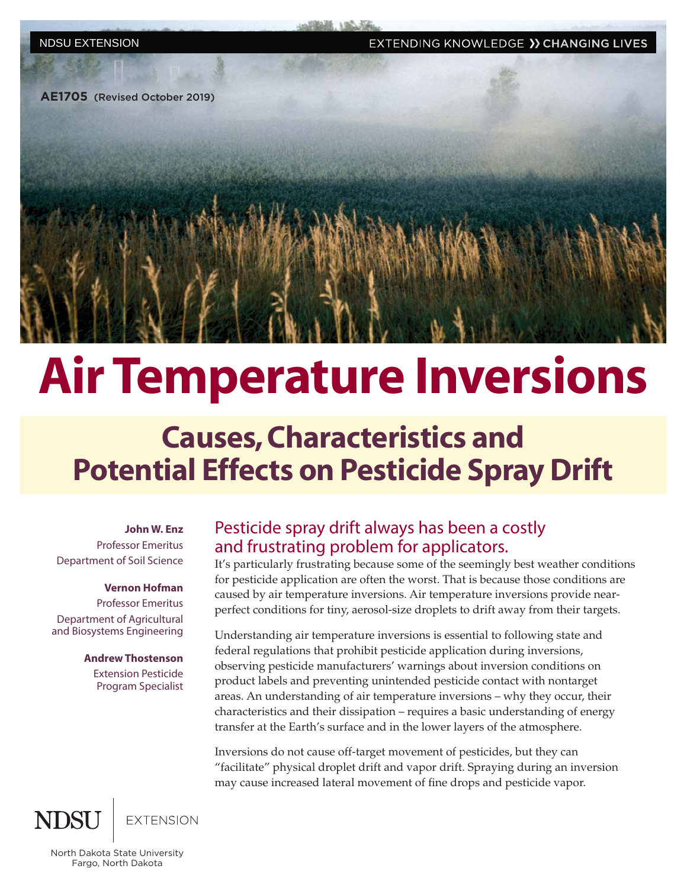NDSU EXTENSION

EXTENDING KNOWLEDGE » CHANGING LIVES

**AE1705** (Revised October 2019)

# Air Temperature Inversions

## Causes, Characteristics and Potential Effects on Pesticide Spray Drift

**John W. Enz**
Professor Emeritus
Department of Soil Science

**Vernon Hofman**
Professor Emeritus
Department of Agricultural and Biosystems Engineering

**Andrew Thostenson**
Extension Pesticide Program Specialist

### Pesticide spray drift always has been a costly and frustrating problem for applicators.

It's particularly frustrating because some of the seemingly best weather conditions for pesticide application are often the worst. That is because those conditions are caused by air temperature inversions. Air temperature inversions provide near-perfect conditions for tiny, aerosol-size droplets to drift away from their targets.

Understanding air temperature inversions is essential to following state and federal regulations that prohibit pesticide application during inversions, observing pesticide manufacturers' warnings about inversion conditions on product labels and preventing unintended pesticide contact with nontarget areas. An understanding of air temperature inversions – why they occur, their characteristics and their dissipation – requires a basic understanding of energy transfer at the Earth's surface and in the lower layers of the atmosphere.

Inversions do not cause off-target movement of pesticides, but they can "facilitate" physical droplet drift and vapor drift. Spraying during an inversion may cause increased lateral movement of fine drops and pesticide vapor.

NDSU EXTENSION

North Dakota State University
Fargo, North Dakota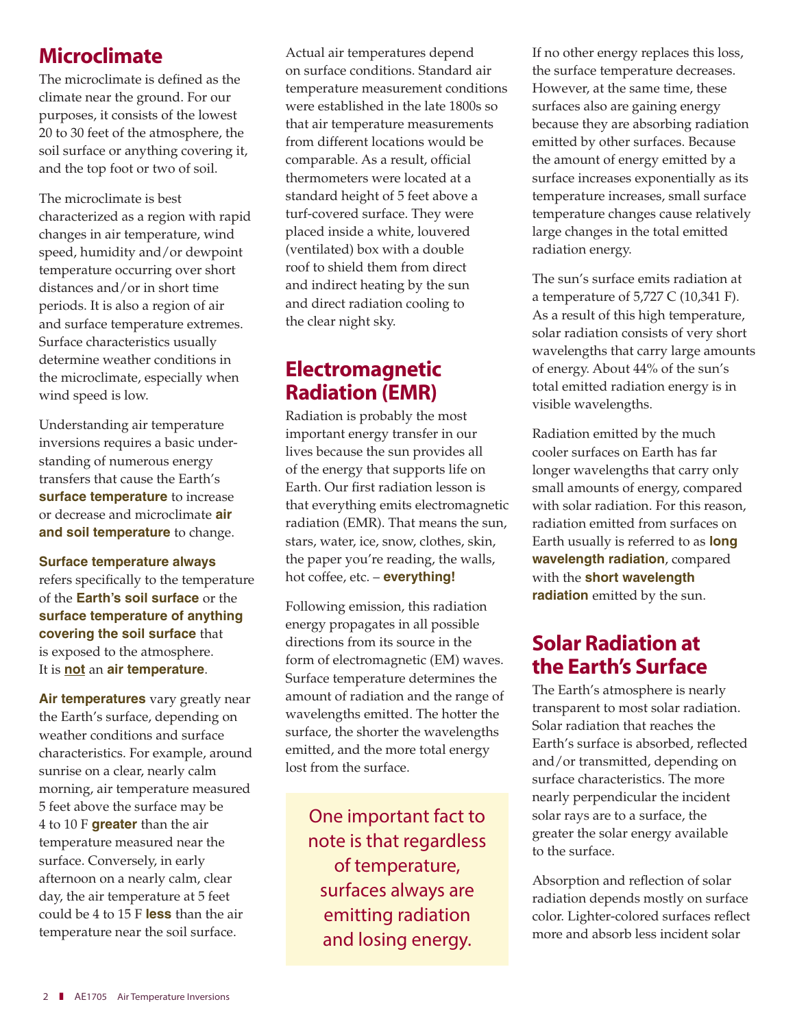## Microclimate

The microclimate is defined as the climate near the ground. For our purposes, it consists of the lowest 20 to 30 feet of the atmosphere, the soil surface or anything covering it, and the top foot or two of soil.

The microclimate is best characterized as a region with rapid changes in air temperature, wind speed, humidity and/or dewpoint temperature occurring over short distances and/or in short time periods. It is also a region of air and surface temperature extremes. Surface characteristics usually determine weather conditions in the microclimate, especially when wind speed is low.

Understanding air temperature inversions requires a basic understanding of numerous energy transfers that cause the Earth's **surface temperature** to increase or decrease and microclimate **air and soil temperature** to change.

**Surface temperature always** refers specifically to the temperature of the **Earth's soil surface** or the **surface temperature of anything covering the soil surface** that is exposed to the atmosphere. It is **not** an **air temperature**.

**Air temperatures** vary greatly near the Earth's surface, depending on weather conditions and surface characteristics. For example, around sunrise on a clear, nearly calm morning, air temperature measured 5 feet above the surface may be 4 to 10 F **greater** than the air temperature measured near the surface. Conversely, in early afternoon on a nearly calm, clear day, the air temperature at 5 feet could be 4 to 15 F **less** than the air temperature near the soil surface.

Actual air temperatures depend on surface conditions. Standard air temperature measurement conditions were established in the late 1800s so that air temperature measurements from different locations would be comparable. As a result, official thermometers were located at a standard height of 5 feet above a turf-covered surface. They were placed inside a white, louvered (ventilated) box with a double roof to shield them from direct and indirect heating by the sun and direct radiation cooling to the clear night sky.

## Electromagnetic Radiation (EMR)

Radiation is probably the most important energy transfer in our lives because the sun provides all of the energy that supports life on Earth. Our first radiation lesson is that everything emits electromagnetic radiation (EMR). That means the sun, stars, water, ice, snow, clothes, skin, the paper you're reading, the walls, hot coffee, etc. – **everything!**

Following emission, this radiation energy propagates in all possible directions from its source in the form of electromagnetic (EM) waves. Surface temperature determines the amount of radiation and the range of wavelengths emitted. The hotter the surface, the shorter the wavelengths emitted, and the more total energy lost from the surface.

> One important fact to note is that regardless of temperature, surfaces always are emitting radiation and losing energy.

If no other energy replaces this loss, the surface temperature decreases. However, at the same time, these surfaces also are gaining energy because they are absorbing radiation emitted by other surfaces. Because the amount of energy emitted by a surface increases exponentially as its temperature increases, small surface temperature changes cause relatively large changes in the total emitted radiation energy.

The sun's surface emits radiation at a temperature of 5,727 C (10,341 F). As a result of this high temperature, solar radiation consists of very short wavelengths that carry large amounts of energy. About 44% of the sun's total emitted radiation energy is in visible wavelengths.

Radiation emitted by the much cooler surfaces on Earth has far longer wavelengths that carry only small amounts of energy, compared with solar radiation. For this reason, radiation emitted from surfaces on Earth usually is referred to as **long wavelength radiation**, compared with the **short wavelength radiation** emitted by the sun.

## Solar Radiation at the Earth's Surface

The Earth's atmosphere is nearly transparent to most solar radiation. Solar radiation that reaches the Earth's surface is absorbed, reflected and/or transmitted, depending on surface characteristics. The more nearly perpendicular the incident solar rays are to a surface, the greater the solar energy available to the surface.

Absorption and reflection of solar radiation depends mostly on surface color. Lighter-colored surfaces reflect more and absorb less incident solar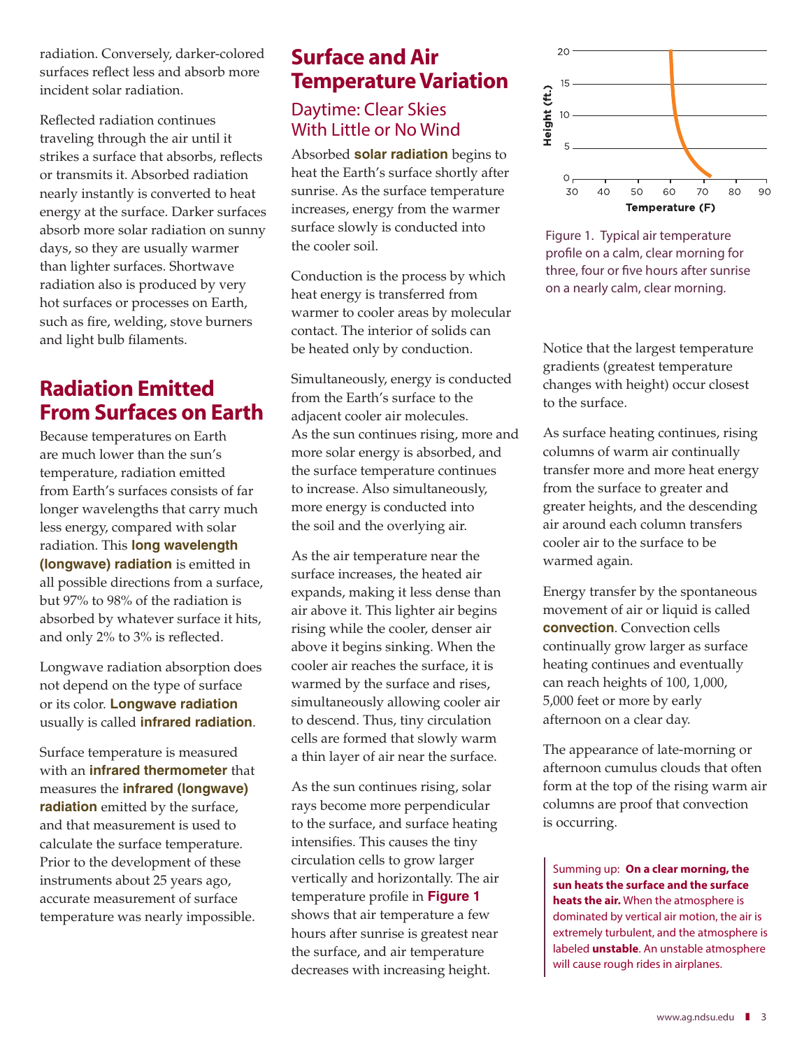radiation. Conversely, darker-colored surfaces reflect less and absorb more incident solar radiation.

Reflected radiation continues traveling through the air until it strikes a surface that absorbs, reflects or transmits it. Absorbed radiation nearly instantly is converted to heat energy at the surface. Darker surfaces absorb more solar radiation on sunny days, so they are usually warmer than lighter surfaces. Shortwave radiation also is produced by very hot surfaces or processes on Earth, such as fire, welding, stove burners and light bulb filaments.

## Radiation Emitted From Surfaces on Earth

Because temperatures on Earth are much lower than the sun's temperature, radiation emitted from Earth's surfaces consists of far longer wavelengths that carry much less energy, compared with solar radiation. This **long wavelength (longwave) radiation** is emitted in all possible directions from a surface, but 97% to 98% of the radiation is absorbed by whatever surface it hits, and only 2% to 3% is reflected.

Longwave radiation absorption does not depend on the type of surface or its color. **Longwave radiation** usually is called **infrared radiation**.

Surface temperature is measured with an **infrared thermometer** that measures the **infrared (longwave) radiation** emitted by the surface, and that measurement is used to calculate the surface temperature. Prior to the development of these instruments about 25 years ago, accurate measurement of surface temperature was nearly impossible.

## Surface and Air Temperature Variation

### Daytime: Clear Skies With Little or No Wind

Absorbed **solar radiation** begins to heat the Earth's surface shortly after sunrise. As the surface temperature increases, energy from the warmer surface slowly is conducted into the cooler soil.

Conduction is the process by which heat energy is transferred from warmer to cooler areas by molecular contact. The interior of solids can be heated only by conduction.

Simultaneously, energy is conducted from the Earth's surface to the adjacent cooler air molecules. As the sun continues rising, more and more solar energy is absorbed, and the surface temperature continues to increase. Also simultaneously, more energy is conducted into the soil and the overlying air.

As the air temperature near the surface increases, the heated air expands, making it less dense than air above it. This lighter air begins rising while the cooler, denser air above it begins sinking. When the cooler air reaches the surface, it is warmed by the surface and rises, simultaneously allowing cooler air to descend. Thus, tiny circulation cells are formed that slowly warm a thin layer of air near the surface.

As the sun continues rising, solar rays become more perpendicular to the surface, and surface heating intensifies. This causes the tiny circulation cells to grow larger vertically and horizontally. The air temperature profile in **Figure 1** shows that air temperature a few hours after sunrise is greatest near the surface, and air temperature decreases with increasing height.

Figure 1. Typical air temperature profile on a calm, clear morning for three, four or five hours after sunrise on a nearly calm, clear morning.

Notice that the largest temperature gradients (greatest temperature changes with height) occur closest to the surface.

As surface heating continues, rising columns of warm air continually transfer more and more heat energy from the surface to greater and greater heights, and the descending air around each column transfers cooler air to the surface to be warmed again.

Energy transfer by the spontaneous movement of air or liquid is called **convection**. Convection cells continually grow larger as surface heating continues and eventually can reach heights of 100, 1,000, 5,000 feet or more by early afternoon on a clear day.

The appearance of late-morning or afternoon cumulus clouds that often form at the top of the rising warm air columns are proof that convection is occurring.

> Summing up: **On a clear morning, the sun heats the surface and the surface heats the air.** When the atmosphere is dominated by vertical air motion, the air is extremely turbulent, and the atmosphere is labeled **unstable**. An unstable atmosphere will cause rough rides in airplanes.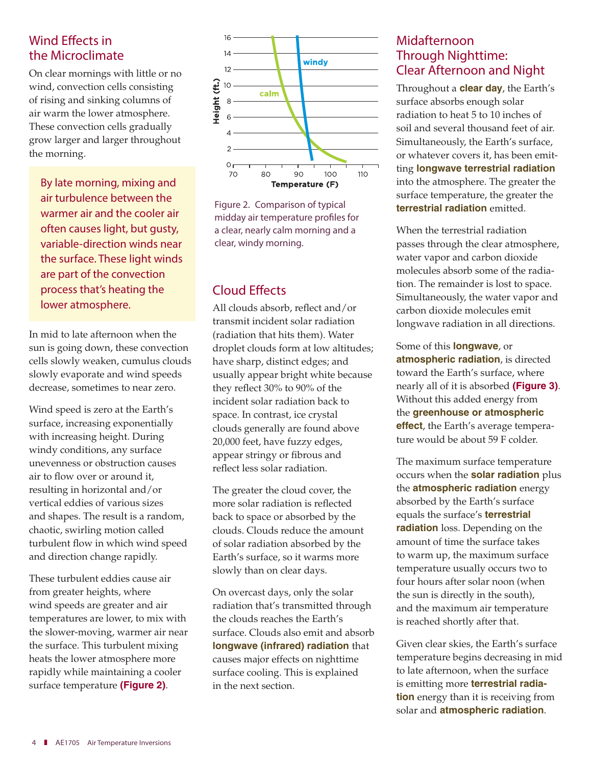## Wind Effects in the Microclimate

On clear mornings with little or no wind, convection cells consisting of rising and sinking columns of air warm the lower atmosphere. These convection cells gradually grow larger and larger throughout the morning.

> By late morning, mixing and air turbulence between the warmer air and the cooler air often causes light, but gusty, variable-direction winds near the surface. These light winds are part of the convection process that's heating the lower atmosphere.

In mid to late afternoon when the sun is going down, these convection cells slowly weaken, cumulus clouds slowly evaporate and wind speeds decrease, sometimes to near zero.

Wind speed is zero at the Earth's surface, increasing exponentially with increasing height. During windy conditions, any surface unevenness or obstruction causes air to flow over or around it, resulting in horizontal and/or vertical eddies of various sizes and shapes. The result is a random, chaotic, swirling motion called turbulent flow in which wind speed and direction change rapidly.

These turbulent eddies cause air from greater heights, where wind speeds are greater and air temperatures are lower, to mix with the slower-moving, warmer air near the surface. This turbulent mixing heats the lower atmosphere more rapidly while maintaining a cooler surface temperature **(Figure 2)**.

Figure 2. Comparison of typical midday air temperature profiles for a clear, nearly calm morning and a clear, windy morning.

## Cloud Effects

All clouds absorb, reflect and/or transmit incident solar radiation (radiation that hits them). Water droplet clouds form at low altitudes; have sharp, distinct edges; and usually appear bright white because they reflect 30% to 90% of the incident solar radiation back to space. In contrast, ice crystal clouds generally are found above 20,000 feet, have fuzzy edges, appear stringy or fibrous and reflect less solar radiation.

The greater the cloud cover, the more solar radiation is reflected back to space or absorbed by the clouds. Clouds reduce the amount of solar radiation absorbed by the Earth's surface, so it warms more slowly than on clear days.

On overcast days, only the solar radiation that's transmitted through the clouds reaches the Earth's surface. Clouds also emit and absorb **longwave (infrared) radiation** that causes major effects on nighttime surface cooling. This is explained in the next section.

## Midafternoon Through Nighttime: Clear Afternoon and Night

Throughout a **clear day**, the Earth's surface absorbs enough solar radiation to heat 5 to 10 inches of soil and several thousand feet of air. Simultaneously, the Earth's surface, or whatever covers it, has been emitting **longwave terrestrial radiation** into the atmosphere. The greater the surface temperature, the greater the **terrestrial radiation** emitted.

When the terrestrial radiation passes through the clear atmosphere, water vapor and carbon dioxide molecules absorb some of the radiation. The remainder is lost to space. Simultaneously, the water vapor and carbon dioxide molecules emit longwave radiation in all directions.

Some of this **longwave**, or **atmospheric radiation**, is directed toward the Earth's surface, where nearly all of it is absorbed **(Figure 3)**. Without this added energy from the **greenhouse or atmospheric effect**, the Earth's average temperature would be about 59 F colder.

The maximum surface temperature occurs when the **solar radiation** plus the **atmospheric radiation** energy absorbed by the Earth's surface equals the surface's **terrestrial radiation** loss. Depending on the amount of time the surface takes to warm up, the maximum surface temperature usually occurs two to four hours after solar noon (when the sun is directly in the south), and the maximum air temperature is reached shortly after that.

Given clear skies, the Earth's surface temperature begins decreasing in mid to late afternoon, when the surface is emitting more **terrestrial radiation** energy than it is receiving from solar and **atmospheric radiation**.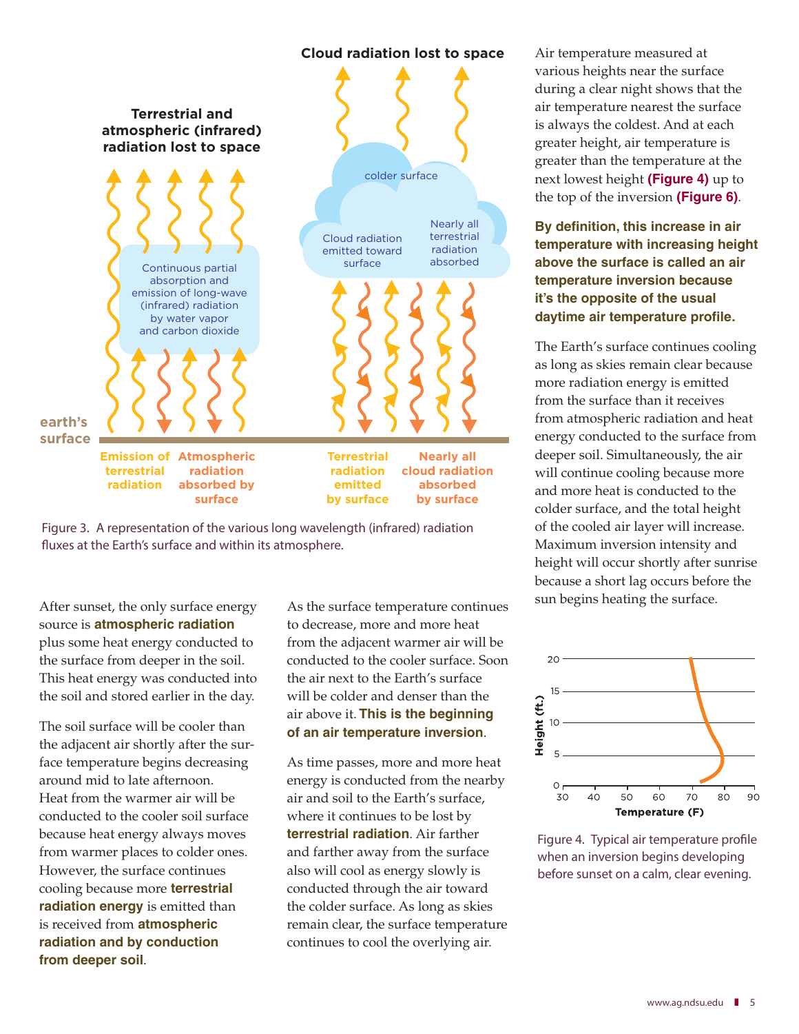Figure 3. A representation of the various long wavelength (infrared) radiation fluxes at the Earth's surface and within its atmosphere.

After sunset, the only surface energy source is **atmospheric radiation** plus some heat energy conducted to the surface from deeper in the soil. This heat energy was conducted into the soil and stored earlier in the day.

The soil surface will be cooler than the adjacent air shortly after the surface temperature begins decreasing around mid to late afternoon. Heat from the warmer air will be conducted to the cooler soil surface because heat energy always moves from warmer places to colder ones. However, the surface continues cooling because more **terrestrial radiation energy** is emitted than is received from **atmospheric radiation and by conduction from deeper soil**.

As the surface temperature continues to decrease, more and more heat from the adjacent warmer air will be conducted to the cooler surface. Soon the air next to the Earth's surface will be colder and denser than the air above it. **This is the beginning of an air temperature inversion**.

As time passes, more and more heat energy is conducted from the nearby air and soil to the Earth's surface, where it continues to be lost by **terrestrial radiation**. Air farther and farther away from the surface also will cool as energy slowly is conducted through the air toward the colder surface. As long as skies remain clear, the surface temperature continues to cool the overlying air.

Air temperature measured at various heights near the surface during a clear night shows that the air temperature nearest the surface is always the coldest. And at each greater height, air temperature is greater than the temperature at the next lowest height **(Figure 4)** up to the top of the inversion **(Figure 6)**.

**By definition, this increase in air temperature with increasing height above the surface is called an air temperature inversion because it's the opposite of the usual daytime air temperature profile.**

The Earth's surface continues cooling as long as skies remain clear because more radiation energy is emitted from the surface than it receives from atmospheric radiation and heat energy conducted to the surface from deeper soil. Simultaneously, the air will continue cooling because more and more heat is conducted to the colder surface, and the total height of the cooled air layer will increase. Maximum inversion intensity and height will occur shortly after sunrise because a short lag occurs before the sun begins heating the surface.

Figure 4. Typical air temperature profile when an inversion begins developing before sunset on a calm, clear evening.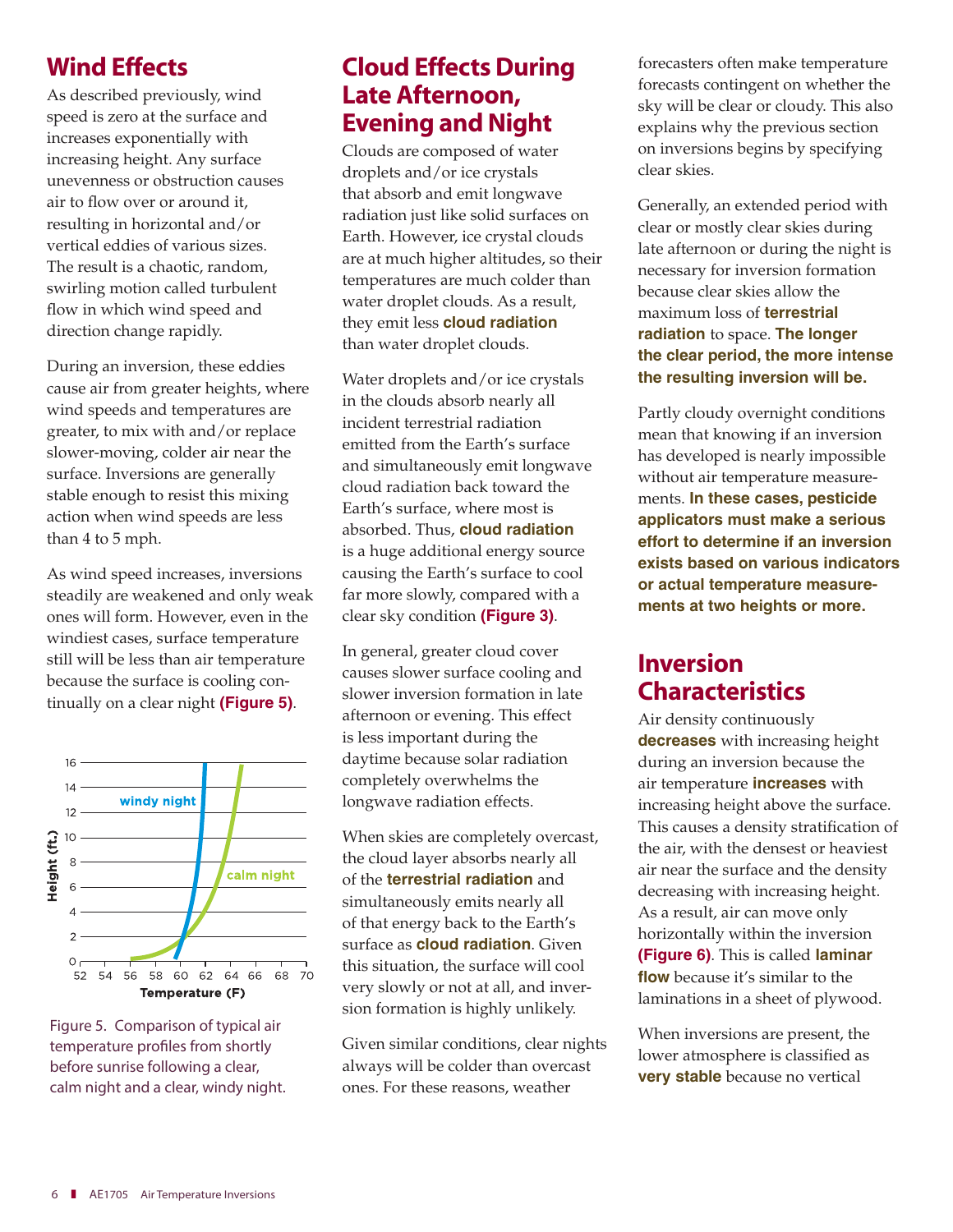## Wind Effects

As described previously, wind speed is zero at the surface and increases exponentially with increasing height. Any surface unevenness or obstruction causes air to flow over or around it, resulting in horizontal and/or vertical eddies of various sizes. The result is a chaotic, random, swirling motion called turbulent flow in which wind speed and direction change rapidly.

During an inversion, these eddies cause air from greater heights, where wind speeds and temperatures are greater, to mix with and/or replace slower-moving, colder air near the surface. Inversions are generally stable enough to resist this mixing action when wind speeds are less than 4 to 5 mph.

As wind speed increases, inversions steadily are weakened and only weak ones will form. However, even in the windiest cases, surface temperature still will be less than air temperature because the surface is cooling continually on a clear night **(Figure 5)**.

Figure 5. Comparison of typical air temperature profiles from shortly before sunrise following a clear, calm night and a clear, windy night.

## Cloud Effects During Late Afternoon, Evening and Night

Clouds are composed of water droplets and/or ice crystals that absorb and emit longwave radiation just like solid surfaces on Earth. However, ice crystal clouds are at much higher altitudes, so their temperatures are much colder than water droplet clouds. As a result, they emit less **cloud radiation** than water droplet clouds.

Water droplets and/or ice crystals in the clouds absorb nearly all incident terrestrial radiation emitted from the Earth's surface and simultaneously emit longwave cloud radiation back toward the Earth's surface, where most is absorbed. Thus, **cloud radiation** is a huge additional energy source causing the Earth's surface to cool far more slowly, compared with a clear sky condition **(Figure 3)**.

In general, greater cloud cover causes slower surface cooling and slower inversion formation in late afternoon or evening. This effect is less important during the daytime because solar radiation completely overwhelms the longwave radiation effects.

When skies are completely overcast, the cloud layer absorbs nearly all of the **terrestrial radiation** and simultaneously emits nearly all of that energy back to the Earth's surface as **cloud radiation**. Given this situation, the surface will cool very slowly or not at all, and inversion formation is highly unlikely.

Given similar conditions, clear nights always will be colder than overcast ones. For these reasons, weather forecasters often make temperature forecasts contingent on whether the sky will be clear or cloudy. This also explains why the previous section on inversions begins by specifying clear skies.

Generally, an extended period with clear or mostly clear skies during late afternoon or during the night is necessary for inversion formation because clear skies allow the maximum loss of **terrestrial radiation** to space. **The longer the clear period, the more intense the resulting inversion will be.**

Partly cloudy overnight conditions mean that knowing if an inversion has developed is nearly impossible without air temperature measurements. **In these cases, pesticide applicators must make a serious effort to determine if an inversion exists based on various indicators or actual temperature measurements at two heights or more.**

## Inversion Characteristics

Air density continuously **decreases** with increasing height during an inversion because the air temperature **increases** with increasing height above the surface. This causes a density stratification of the air, with the densest or heaviest air near the surface and the density decreasing with increasing height. As a result, air can move only horizontally within the inversion **(Figure 6)**. This is called **laminar flow** because it's similar to the laminations in a sheet of plywood.

When inversions are present, the lower atmosphere is classified as **very stable** because no vertical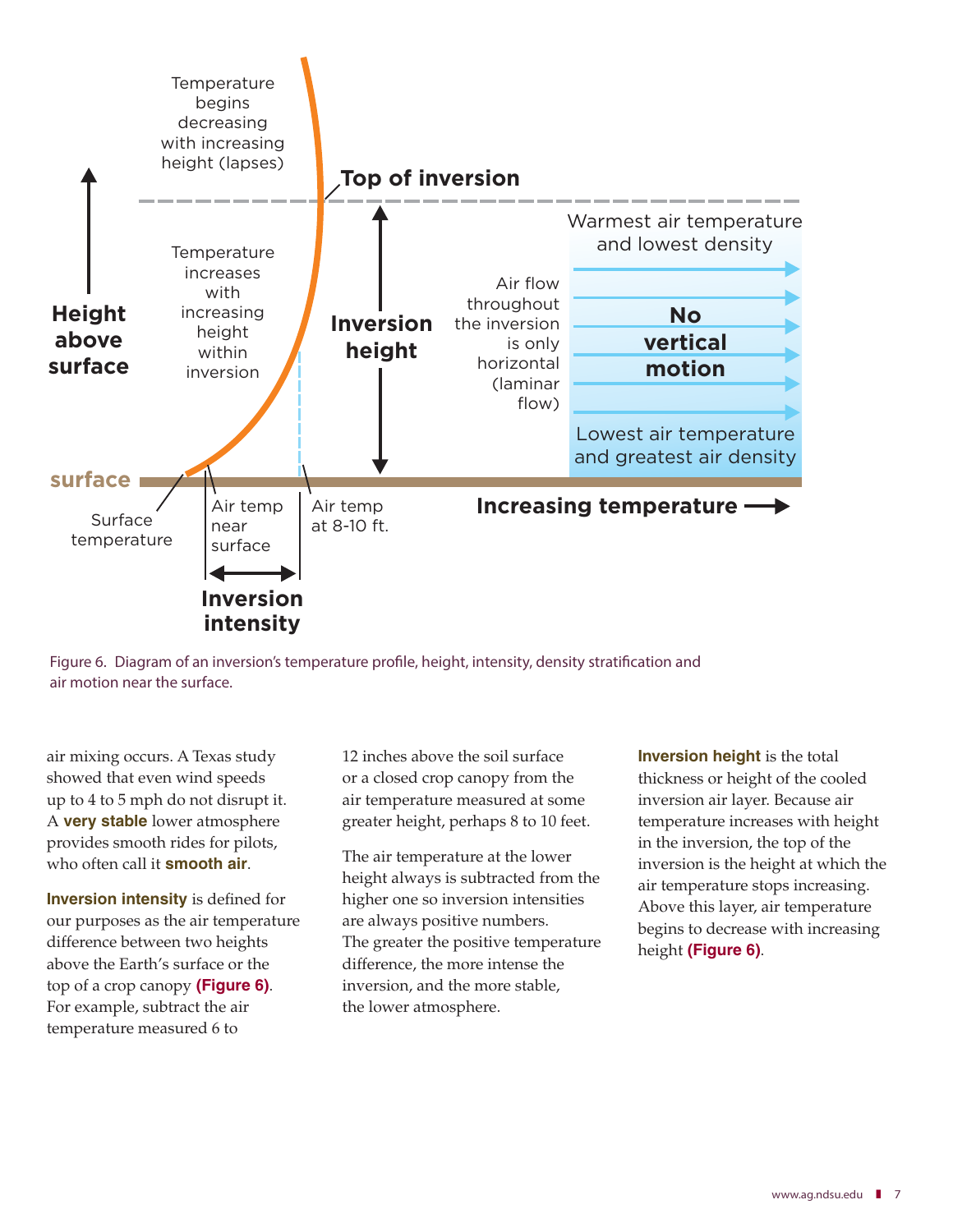Temperature begins decreasing with increasing height (lapses)

Top of inversion

Height above surface

Temperature increases with increasing height within inversion

Inversion height

Air flow throughout the inversion is only horizontal (laminar flow)

Warmest air temperature and lowest density

No vertical motion

Lowest air temperature and greatest air density

surface

Surface temperature

Air temp near surface

Air temp at 8-10 ft.

Increasing temperature

Inversion intensity

Figure 6. Diagram of an inversion's temperature profile, height, intensity, density stratification and air motion near the surface.

air mixing occurs. A Texas study showed that even wind speeds up to 4 to 5 mph do not disrupt it. A **very stable** lower atmosphere provides smooth rides for pilots, who often call it **smooth air**.

**Inversion intensity** is defined for our purposes as the air temperature difference between two heights above the Earth's surface or the top of a crop canopy **(Figure 6)**. For example, subtract the air temperature measured 6 to 12 inches above the soil surface or a closed crop canopy from the air temperature measured at some greater height, perhaps 8 to 10 feet.

The air temperature at the lower height always is subtracted from the higher one so inversion intensities are always positive numbers. The greater the positive temperature difference, the more intense the inversion, and the more stable, the lower atmosphere.

**Inversion height** is the total thickness or height of the cooled inversion air layer. Because air temperature increases with height in the inversion, the top of the inversion is the height at which the air temperature stops increasing. Above this layer, air temperature begins to decrease with increasing height **(Figure 6)**.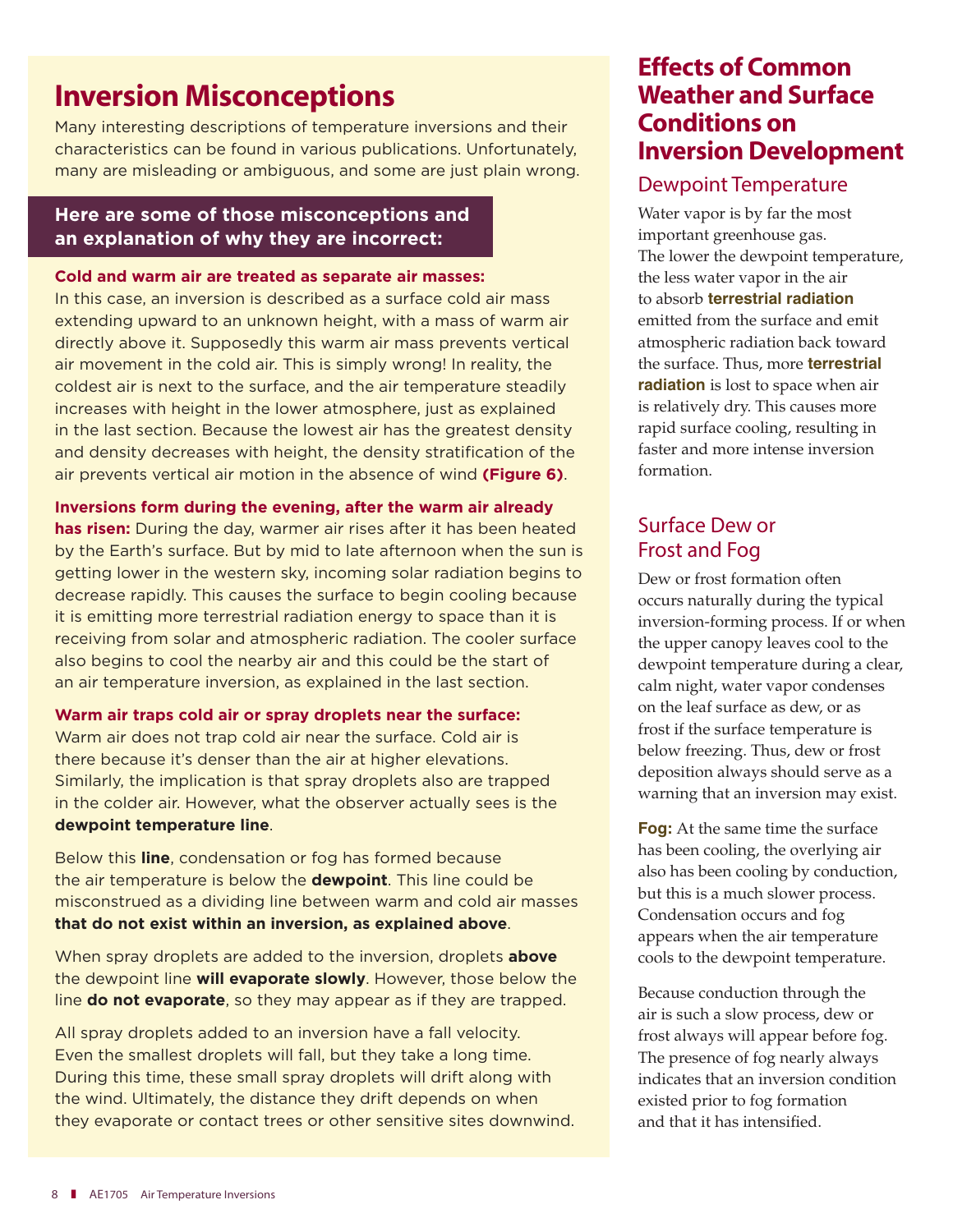# Inversion Misconceptions

Many interesting descriptions of temperature inversions and their characteristics can be found in various publications. Unfortunately, many are misleading or ambiguous, and some are just plain wrong.

**Here are some of those misconceptions and an explanation of why they are incorrect:**

**Cold and warm air are treated as separate air masses:** In this case, an inversion is described as a surface cold air mass extending upward to an unknown height, with a mass of warm air directly above it. Supposedly this warm air mass prevents vertical air movement in the cold air. This is simply wrong! In reality, the coldest air is next to the surface, and the air temperature steadily increases with height in the lower atmosphere, just as explained in the last section. Because the lowest air has the greatest density and density decreases with height, the density stratification of the air prevents vertical air motion in the absence of wind **(Figure 6)**.

**Inversions form during the evening, after the warm air already has risen:** During the day, warmer air rises after it has been heated by the Earth's surface. But by mid to late afternoon when the sun is getting lower in the western sky, incoming solar radiation begins to decrease rapidly. This causes the surface to begin cooling because it is emitting more terrestrial radiation energy to space than it is receiving from solar and atmospheric radiation. The cooler surface also begins to cool the nearby air and this could be the start of an air temperature inversion, as explained in the last section.

**Warm air traps cold air or spray droplets near the surface:** Warm air does not trap cold air near the surface. Cold air is there because it's denser than the air at higher elevations. Similarly, the implication is that spray droplets also are trapped in the colder air. However, what the observer actually sees is the **dewpoint temperature line**.

Below this **line**, condensation or fog has formed because the air temperature is below the **dewpoint**. This line could be misconstrued as a dividing line between warm and cold air masses **that do not exist within an inversion, as explained above**.

When spray droplets are added to the inversion, droplets **above** the dewpoint line **will evaporate slowly**. However, those below the line **do not evaporate**, so they may appear as if they are trapped.

All spray droplets added to an inversion have a fall velocity. Even the smallest droplets will fall, but they take a long time. During this time, these small spray droplets will drift along with the wind. Ultimately, the distance they drift depends on when they evaporate or contact trees or other sensitive sites downwind.

# Effects of Common Weather and Surface Conditions on Inversion Development

## Dewpoint Temperature

Water vapor is by far the most important greenhouse gas. The lower the dewpoint temperature, the less water vapor in the air to absorb **terrestrial radiation** emitted from the surface and emit atmospheric radiation back toward the surface. Thus, more **terrestrial radiation** is lost to space when air is relatively dry. This causes more rapid surface cooling, resulting in faster and more intense inversion formation.

## Surface Dew or Frost and Fog

Dew or frost formation often occurs naturally during the typical inversion-forming process. If or when the upper canopy leaves cool to the dewpoint temperature during a clear, calm night, water vapor condenses on the leaf surface as dew, or as frost if the surface temperature is below freezing. Thus, dew or frost deposition always should serve as a warning that an inversion may exist.

**Fog:** At the same time the surface has been cooling, the overlying air also has been cooling by conduction, but this is a much slower process. Condensation occurs and fog appears when the air temperature cools to the dewpoint temperature.

Because conduction through the air is such a slow process, dew or frost always will appear before fog. The presence of fog nearly always indicates that an inversion condition existed prior to fog formation and that it has intensified.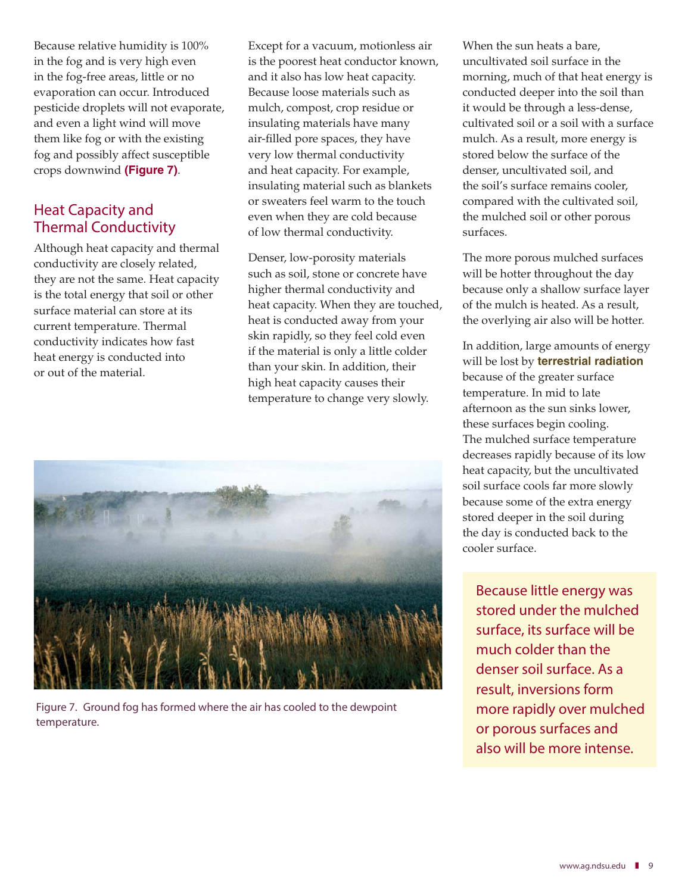Because relative humidity is 100% in the fog and is very high even in the fog-free areas, little or no evaporation can occur. Introduced pesticide droplets will not evaporate, and even a light wind will move them like fog or with the existing fog and possibly affect susceptible crops downwind **(Figure 7)**.

## Heat Capacity and Thermal Conductivity

Although heat capacity and thermal conductivity are closely related, they are not the same. Heat capacity is the total energy that soil or other surface material can store at its current temperature. Thermal conductivity indicates how fast heat energy is conducted into or out of the material.

Except for a vacuum, motionless air is the poorest heat conductor known, and it also has low heat capacity. Because loose materials such as mulch, compost, crop residue or insulating materials have many air-filled pore spaces, they have very low thermal conductivity and heat capacity. For example, insulating material such as blankets or sweaters feel warm to the touch even when they are cold because of low thermal conductivity.

Denser, low-porosity materials such as soil, stone or concrete have higher thermal conductivity and heat capacity. When they are touched, heat is conducted away from your skin rapidly, so they feel cold even if the material is only a little colder than your skin. In addition, their high heat capacity causes their temperature to change very slowly.

Figure 7. Ground fog has formed where the air has cooled to the dewpoint temperature.

When the sun heats a bare, uncultivated soil surface in the morning, much of that heat energy is conducted deeper into the soil than it would be through a less-dense, cultivated soil or a soil with a surface mulch. As a result, more energy is stored below the surface of the denser, uncultivated soil, and the soil's surface remains cooler, compared with the cultivated soil, the mulched soil or other porous surfaces.

The more porous mulched surfaces will be hotter throughout the day because only a shallow surface layer of the mulch is heated. As a result, the overlying air also will be hotter.

In addition, large amounts of energy will be lost by **terrestrial radiation** because of the greater surface temperature. In mid to late afternoon as the sun sinks lower, these surfaces begin cooling. The mulched surface temperature decreases rapidly because of its low heat capacity, but the uncultivated soil surface cools far more slowly because some of the extra energy stored deeper in the soil during the day is conducted back to the cooler surface.

Because little energy was stored under the mulched surface, its surface will be much colder than the denser soil surface. As a result, inversions form more rapidly over mulched or porous surfaces and also will be more intense.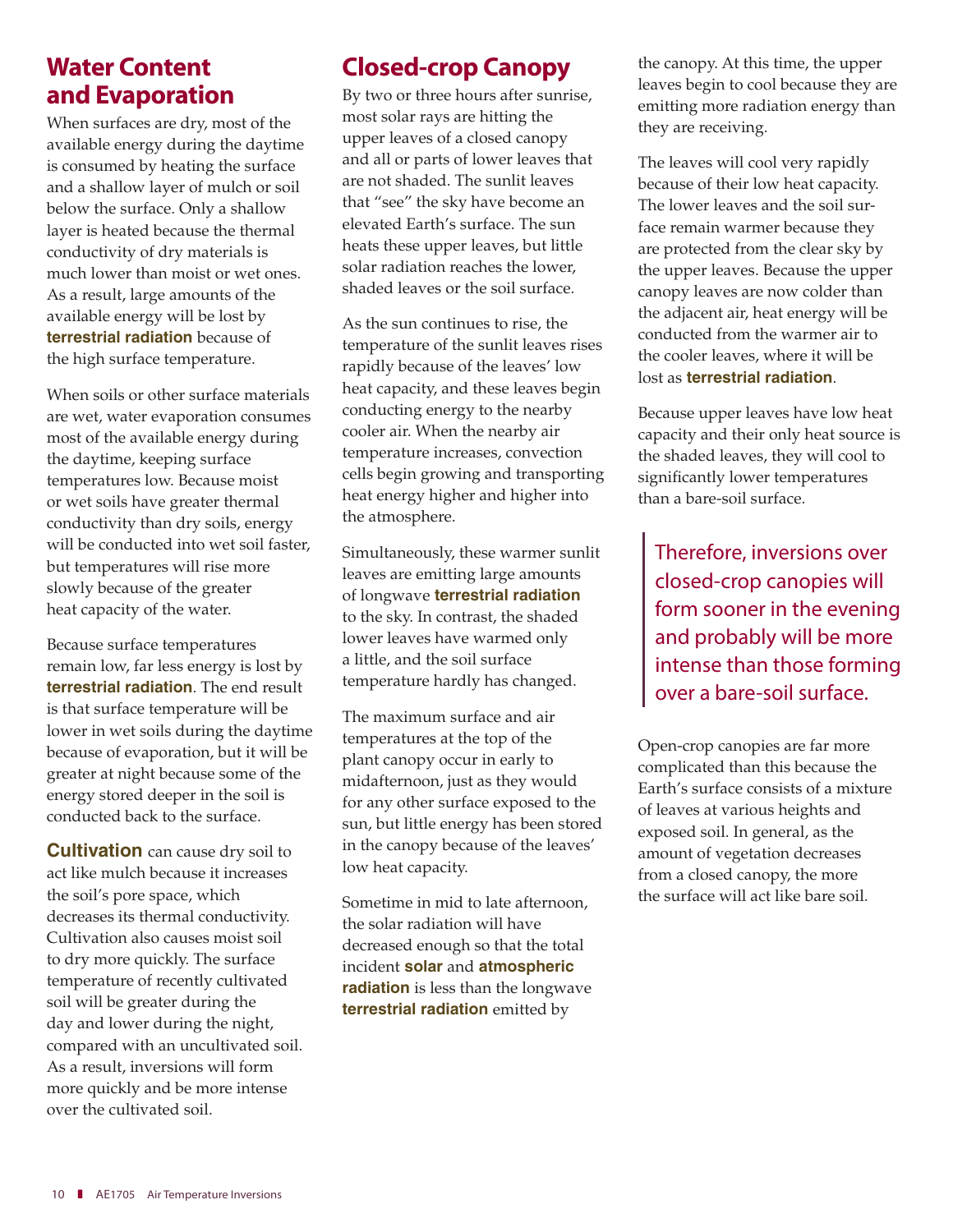## Water Content and Evaporation

When surfaces are dry, most of the available energy during the daytime is consumed by heating the surface and a shallow layer of mulch or soil below the surface. Only a shallow layer is heated because the thermal conductivity of dry materials is much lower than moist or wet ones. As a result, large amounts of the available energy will be lost by **terrestrial radiation** because of the high surface temperature.

When soils or other surface materials are wet, water evaporation consumes most of the available energy during the daytime, keeping surface temperatures low. Because moist or wet soils have greater thermal conductivity than dry soils, energy will be conducted into wet soil faster, but temperatures will rise more slowly because of the greater heat capacity of the water.

Because surface temperatures remain low, far less energy is lost by **terrestrial radiation**. The end result is that surface temperature will be lower in wet soils during the daytime because of evaporation, but it will be greater at night because some of the energy stored deeper in the soil is conducted back to the surface.

**Cultivation** can cause dry soil to act like mulch because it increases the soil's pore space, which decreases its thermal conductivity. Cultivation also causes moist soil to dry more quickly. The surface temperature of recently cultivated soil will be greater during the day and lower during the night, compared with an uncultivated soil. As a result, inversions will form more quickly and be more intense over the cultivated soil.

## Closed-crop Canopy

By two or three hours after sunrise, most solar rays are hitting the upper leaves of a closed canopy and all or parts of lower leaves that are not shaded. The sunlit leaves that "see" the sky have become an elevated Earth's surface. The sun heats these upper leaves, but little solar radiation reaches the lower, shaded leaves or the soil surface.

As the sun continues to rise, the temperature of the sunlit leaves rises rapidly because of the leaves' low heat capacity, and these leaves begin conducting energy to the nearby cooler air. When the nearby air temperature increases, convection cells begin growing and transporting heat energy higher and higher into the atmosphere.

Simultaneously, these warmer sunlit leaves are emitting large amounts of longwave **terrestrial radiation** to the sky. In contrast, the shaded lower leaves have warmed only a little, and the soil surface temperature hardly has changed.

The maximum surface and air temperatures at the top of the plant canopy occur in early to midafternoon, just as they would for any other surface exposed to the sun, but little energy has been stored in the canopy because of the leaves' low heat capacity.

Sometime in mid to late afternoon, the solar radiation will have decreased enough so that the total incident **solar** and **atmospheric radiation** is less than the longwave **terrestrial radiation** emitted by the canopy. At this time, the upper leaves begin to cool because they are emitting more radiation energy than they are receiving.

The leaves will cool very rapidly because of their low heat capacity. The lower leaves and the soil surface remain warmer because they are protected from the clear sky by the upper leaves. Because the upper canopy leaves are now colder than the adjacent air, heat energy will be conducted from the warmer air to the cooler leaves, where it will be lost as **terrestrial radiation**.

Because upper leaves have low heat capacity and their only heat source is the shaded leaves, they will cool to significantly lower temperatures than a bare-soil surface.

> Therefore, inversions over closed-crop canopies will form sooner in the evening and probably will be more intense than those forming over a bare-soil surface.

Open-crop canopies are far more complicated than this because the Earth's surface consists of a mixture of leaves at various heights and exposed soil. In general, as the amount of vegetation decreases from a closed canopy, the more the surface will act like bare soil.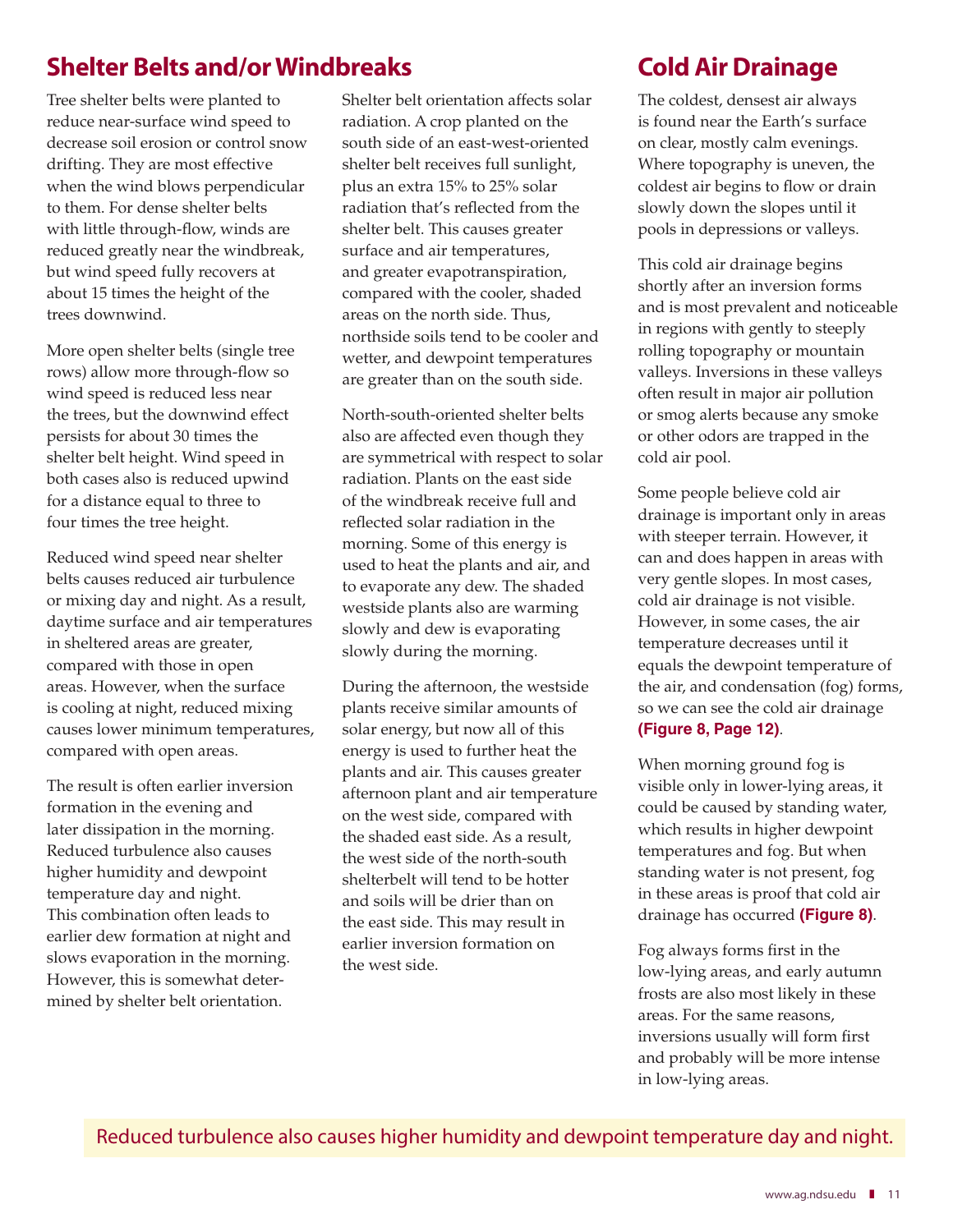## Shelter Belts and/or Windbreaks

Tree shelter belts were planted to reduce near-surface wind speed to decrease soil erosion or control snow drifting. They are most effective when the wind blows perpendicular to them. For dense shelter belts with little through-flow, winds are reduced greatly near the windbreak, but wind speed fully recovers at about 15 times the height of the trees downwind.

More open shelter belts (single tree rows) allow more through-flow so wind speed is reduced less near the trees, but the downwind effect persists for about 30 times the shelter belt height. Wind speed in both cases also is reduced upwind for a distance equal to three to four times the tree height.

Reduced wind speed near shelter belts causes reduced air turbulence or mixing day and night. As a result, daytime surface and air temperatures in sheltered areas are greater, compared with those in open areas. However, when the surface is cooling at night, reduced mixing causes lower minimum temperatures, compared with open areas.

The result is often earlier inversion formation in the evening and later dissipation in the morning. Reduced turbulence also causes higher humidity and dewpoint temperature day and night. This combination often leads to earlier dew formation at night and slows evaporation in the morning. However, this is somewhat determined by shelter belt orientation.

Shelter belt orientation affects solar radiation. A crop planted on the south side of an east-west-oriented shelter belt receives full sunlight, plus an extra 15% to 25% solar radiation that's reflected from the shelter belt. This causes greater surface and air temperatures, and greater evapotranspiration, compared with the cooler, shaded areas on the north side. Thus, northside soils tend to be cooler and wetter, and dewpoint temperatures are greater than on the south side.

North-south-oriented shelter belts also are affected even though they are symmetrical with respect to solar radiation. Plants on the east side of the windbreak receive full and reflected solar radiation in the morning. Some of this energy is used to heat the plants and air, and to evaporate any dew. The shaded westside plants also are warming slowly and dew is evaporating slowly during the morning.

During the afternoon, the westside plants receive similar amounts of solar energy, but now all of this energy is used to further heat the plants and air. This causes greater afternoon plant and air temperature on the west side, compared with the shaded east side. As a result, the west side of the north-south shelterbelt will tend to be hotter and soils will be drier than on the east side. This may result in earlier inversion formation on the west side.

## Cold Air Drainage

The coldest, densest air always is found near the Earth's surface on clear, mostly calm evenings. Where topography is uneven, the coldest air begins to flow or drain slowly down the slopes until it pools in depressions or valleys.

This cold air drainage begins shortly after an inversion forms and is most prevalent and noticeable in regions with gently to steeply rolling topography or mountain valleys. Inversions in these valleys often result in major air pollution or smog alerts because any smoke or other odors are trapped in the cold air pool.

Some people believe cold air drainage is important only in areas with steeper terrain. However, it can and does happen in areas with very gentle slopes. In most cases, cold air drainage is not visible. However, in some cases, the air temperature decreases until it equals the dewpoint temperature of the air, and condensation (fog) forms, so we can see the cold air drainage **(Figure 8, Page 12)**.

When morning ground fog is visible only in lower-lying areas, it could be caused by standing water, which results in higher dewpoint temperatures and fog. But when standing water is not present, fog in these areas is proof that cold air drainage has occurred **(Figure 8)**.

Fog always forms first in the low-lying areas, and early autumn frosts are also most likely in these areas. For the same reasons, inversions usually will form first and probably will be more intense in low-lying areas.

Reduced turbulence also causes higher humidity and dewpoint temperature day and night.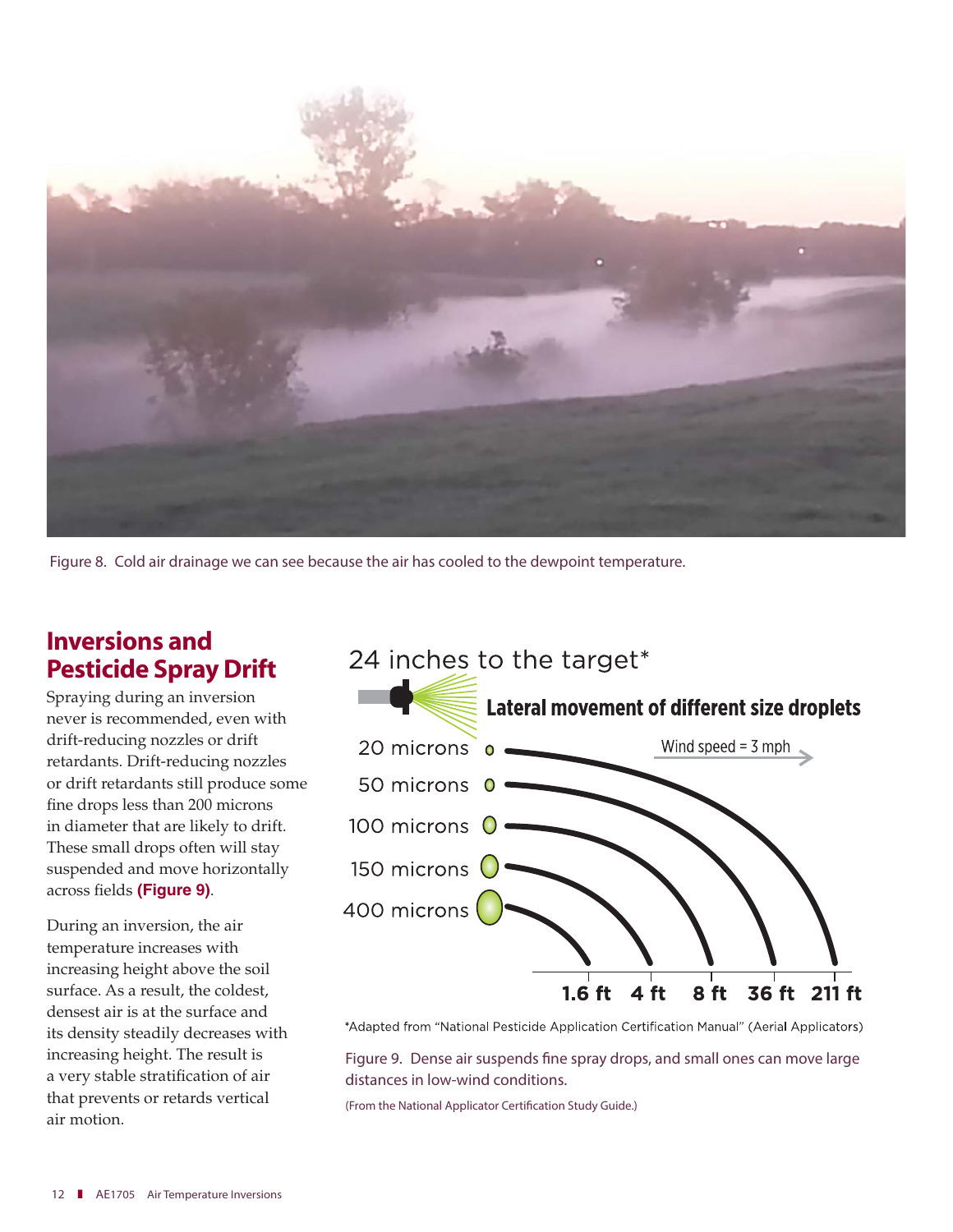Figure 8. Cold air drainage we can see because the air has cooled to the dewpoint temperature.

## Inversions and Pesticide Spray Drift

Spraying during an inversion never is recommended, even with drift-reducing nozzles or drift retardants. Drift-reducing nozzles or drift retardants still produce some fine drops less than 200 microns in diameter that are likely to drift. These small drops often will stay suspended and move horizontally across fields **(Figure 9)**.

During an inversion, the air temperature increases with increasing height above the soil surface. As a result, the coldest, densest air is at the surface and its density steadily decreases with increasing height. The result is a very stable stratification of air that prevents or retards vertical air motion.

24 inches to the target*

**Lateral movement of different size droplets**

Wind speed = 3 mph

| Droplet size | Lateral movement |
|---|---|
| 20 microns | 211 ft |
| 50 microns | 36 ft |
| 100 microns | 8 ft |
| 150 microns | 4 ft |
| 400 microns | 1.6 ft |

*Adapted from "National Pesticide Application Certification Manual" (Aerial Applicators)

Figure 9. Dense air suspends fine spray drops, and small ones can move large distances in low-wind conditions.

(From the National Applicator Certification Study Guide.)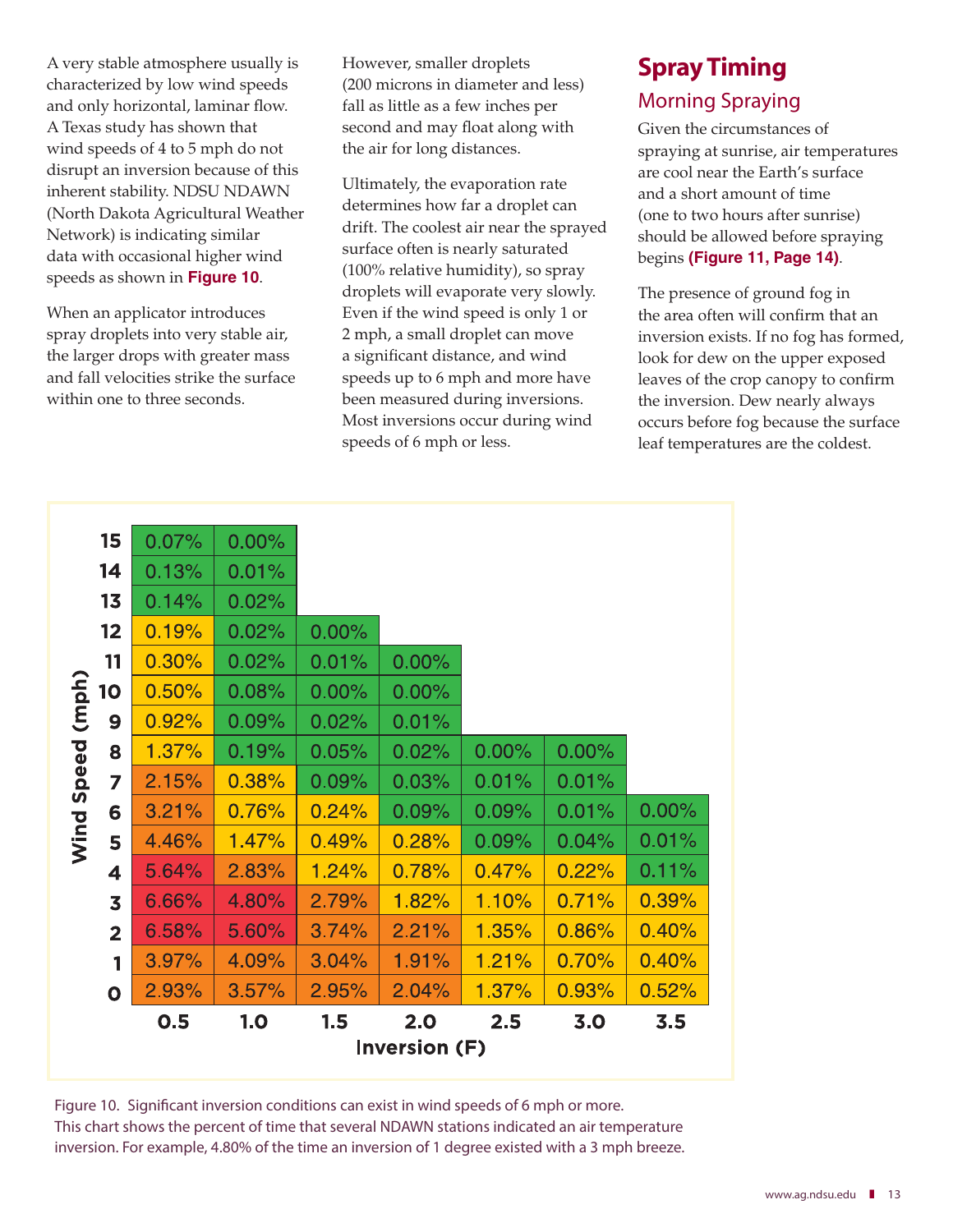A very stable atmosphere usually is characterized by low wind speeds and only horizontal, laminar flow. A Texas study has shown that wind speeds of 4 to 5 mph do not disrupt an inversion because of this inherent stability. NDSU NDAWN (North Dakota Agricultural Weather Network) is indicating similar data with occasional higher wind speeds as shown in **Figure 10**.

When an applicator introduces spray droplets into very stable air, the larger drops with greater mass and fall velocities strike the surface within one to three seconds.

However, smaller droplets (200 microns in diameter and less) fall as little as a few inches per second and may float along with the air for long distances.

Ultimately, the evaporation rate determines how far a droplet can drift. The coolest air near the sprayed surface often is nearly saturated (100% relative humidity), so spray droplets will evaporate very slowly. Even if the wind speed is only 1 or 2 mph, a small droplet can move a significant distance, and wind speeds up to 6 mph and more have been measured during inversions. Most inversions occur during wind speeds of 6 mph or less.

## Spray Timing

### Morning Spraying

Given the circumstances of spraying at sunrise, air temperatures are cool near the Earth's surface and a short amount of time (one to two hours after sunrise) should be allowed before spraying begins **(Figure 11, Page 14)**.

The presence of ground fog in the area often will confirm that an inversion exists. If no fog has formed, look for dew on the upper exposed leaves of the crop canopy to confirm the inversion. Dew nearly always occurs before fog because the surface leaf temperatures are the coldest.

| Wind Speed (mph) | 0.5 | 1.0 | 1.5 | 2.0 | 2.5 | 3.0 | 3.5 |
|---|---|---|---|---|---|---|---|
| 15 | 0.07% | 0.00% | | | | | |
| 14 | 0.13% | 0.01% | | | | | |
| 13 | 0.14% | 0.02% | | | | | |
| 12 | 0.19% | 0.02% | 0.00% | | | | |
| 11 | 0.30% | 0.02% | 0.01% | 0.00% | | | |
| 10 | 0.50% | 0.08% | 0.00% | 0.00% | | | |
| 9 | 0.92% | 0.09% | 0.02% | 0.01% | | | |
| 8 | 1.37% | 0.19% | 0.05% | 0.02% | 0.00% | 0.00% | |
| 7 | 2.15% | 0.38% | 0.09% | 0.03% | 0.01% | 0.01% | |
| 6 | 3.21% | 0.76% | 0.24% | 0.09% | 0.09% | 0.01% | 0.00% |
| 5 | 4.46% | 1.47% | 0.49% | 0.28% | 0.09% | 0.04% | 0.01% |
| 4 | 5.64% | 2.83% | 1.24% | 0.78% | 0.47% | 0.22% | 0.11% |
| 3 | 6.66% | 4.80% | 2.79% | 1.82% | 1.10% | 0.71% | 0.39% |
| 2 | 6.58% | 5.60% | 3.74% | 2.21% | 1.35% | 0.86% | 0.40% |
| 1 | 3.97% | 4.09% | 3.04% | 1.91% | 1.21% | 0.70% | 0.40% |
| 0 | 2.93% | 3.57% | 2.95% | 2.04% | 1.37% | 0.93% | 0.52% |

Inversion (F)

Figure 10. Significant inversion conditions can exist in wind speeds of 6 mph or more. This chart shows the percent of time that several NDAWN stations indicated an air temperature inversion. For example, 4.80% of the time an inversion of 1 degree existed with a 3 mph breeze.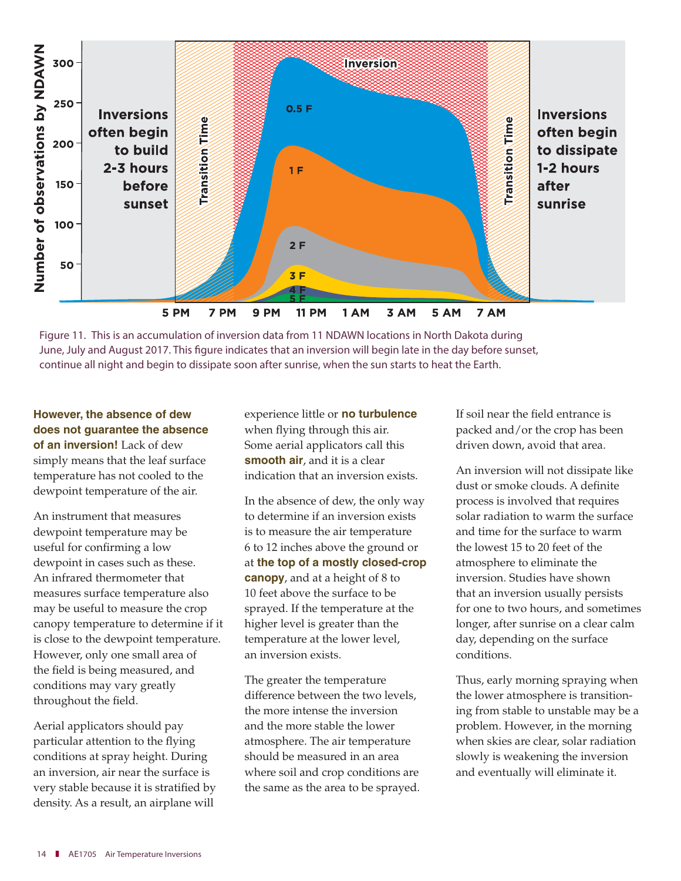Figure 11. This is an accumulation of inversion data from 11 NDAWN locations in North Dakota during June, July and August 2017. This figure indicates that an inversion will begin late in the day before sunset, continue all night and begin to dissipate soon after sunrise, when the sun starts to heat the Earth.

**However, the absence of dew does not guarantee the absence of an inversion!** Lack of dew simply means that the leaf surface temperature has not cooled to the dewpoint temperature of the air.

An instrument that measures dewpoint temperature may be useful for confirming a low dewpoint in cases such as these. An infrared thermometer that measures surface temperature also may be useful to measure the crop canopy temperature to determine if it is close to the dewpoint temperature. However, only one small area of the field is being measured, and conditions may vary greatly throughout the field.

Aerial applicators should pay particular attention to the flying conditions at spray height. During an inversion, air near the surface is very stable because it is stratified by density. As a result, an airplane will experience little or **no turbulence** when flying through this air. Some aerial applicators call this **smooth air**, and it is a clear indication that an inversion exists.

In the absence of dew, the only way to determine if an inversion exists is to measure the air temperature 6 to 12 inches above the ground or at **the top of a mostly closed-crop canopy**, and at a height of 8 to 10 feet above the surface to be sprayed. If the temperature at the higher level is greater than the temperature at the lower level, an inversion exists.

The greater the temperature difference between the two levels, the more intense the inversion and the more stable the lower atmosphere. The air temperature should be measured in an area where soil and crop conditions are the same as the area to be sprayed. If soil near the field entrance is packed and/or the crop has been driven down, avoid that area.

An inversion will not dissipate like dust or smoke clouds. A definite process is involved that requires solar radiation to warm the surface and time for the surface to warm the lowest 15 to 20 feet of the atmosphere to eliminate the inversion. Studies have shown that an inversion usually persists for one to two hours, and sometimes longer, after sunrise on a clear calm day, depending on the surface conditions.

Thus, early morning spraying when the lower atmosphere is transitioning from stable to unstable may be a problem. However, in the morning when skies are clear, solar radiation slowly is weakening the inversion and eventually will eliminate it.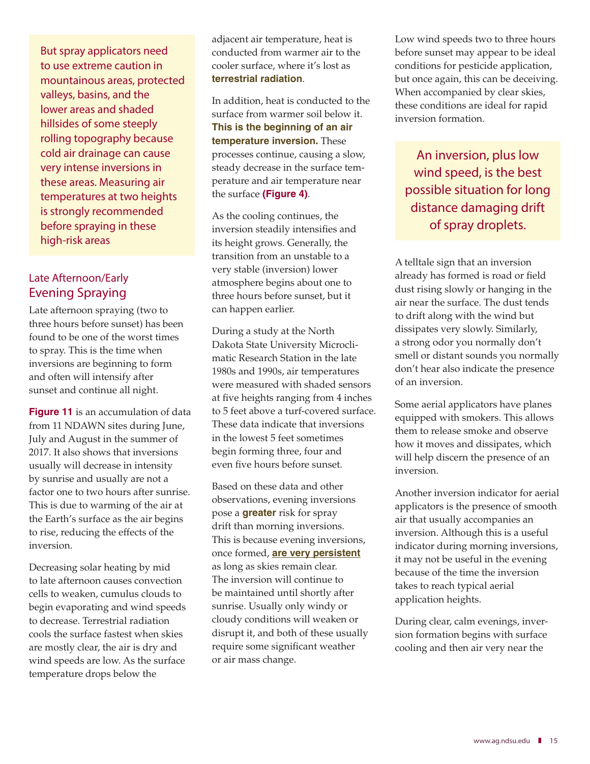But spray applicators need to use extreme caution in mountainous areas, protected valleys, basins, and the lower areas and shaded hillsides of some steeply rolling topography because cold air drainage can cause very intense inversions in these areas. Measuring air temperatures at two heights is strongly recommended before spraying in these high-risk areas

## Late Afternoon/Early Evening Spraying

Late afternoon spraying (two to three hours before sunset) has been found to be one of the worst times to spray. This is the time when inversions are beginning to form and often will intensify after sunset and continue all night.

**Figure 11** is an accumulation of data from 11 NDAWN sites during June, July and August in the summer of 2017. It also shows that inversions usually will decrease in intensity by sunrise and usually are not a factor one to two hours after sunrise. This is due to warming of the air at the Earth's surface as the air begins to rise, reducing the effects of the inversion.

Decreasing solar heating by mid to late afternoon causes convection cells to weaken, cumulus clouds to begin evaporating and wind speeds to decrease. Terrestrial radiation cools the surface fastest when skies are mostly clear, the air is dry and wind speeds are low. As the surface temperature drops below the adjacent air temperature, heat is conducted from warmer air to the cooler surface, where it's lost as **terrestrial radiation**.

In addition, heat is conducted to the surface from warmer soil below it. **This is the beginning of an air temperature inversion.** These processes continue, causing a slow, steady decrease in the surface temperature and air temperature near the surface **(Figure 4)**.

As the cooling continues, the inversion steadily intensifies and its height grows. Generally, the transition from an unstable to a very stable (inversion) lower atmosphere begins about one to three hours before sunset, but it can happen earlier.

During a study at the North Dakota State University Microclimatic Research Station in the late 1980s and 1990s, air temperatures were measured with shaded sensors at five heights ranging from 4 inches to 5 feet above a turf-covered surface. These data indicate that inversions in the lowest 5 feet sometimes begin forming three, four and even five hours before sunset.

Based on these data and other observations, evening inversions pose a **greater** risk for spray drift than morning inversions. This is because evening inversions, once formed, **are very persistent** as long as skies remain clear. The inversion will continue to be maintained until shortly after sunrise. Usually only windy or cloudy conditions will weaken or disrupt it, and both of these usually require some significant weather or air mass change.

Low wind speeds two to three hours before sunset may appear to be ideal conditions for pesticide application, but once again, this can be deceiving. When accompanied by clear skies, these conditions are ideal for rapid inversion formation.

An inversion, plus low wind speed, is the best possible situation for long distance damaging drift of spray droplets.

A telltale sign that an inversion already has formed is road or field dust rising slowly or hanging in the air near the surface. The dust tends to drift along with the wind but dissipates very slowly. Similarly, a strong odor you normally don't smell or distant sounds you normally don't hear also indicate the presence of an inversion.

Some aerial applicators have planes equipped with smokers. This allows them to release smoke and observe how it moves and dissipates, which will help discern the presence of an inversion.

Another inversion indicator for aerial applicators is the presence of smooth air that usually accompanies an inversion. Although this is a useful indicator during morning inversions, it may not be useful in the evening because of the time the inversion takes to reach typical aerial application heights.

During clear, calm evenings, inversion formation begins with surface cooling and then air very near the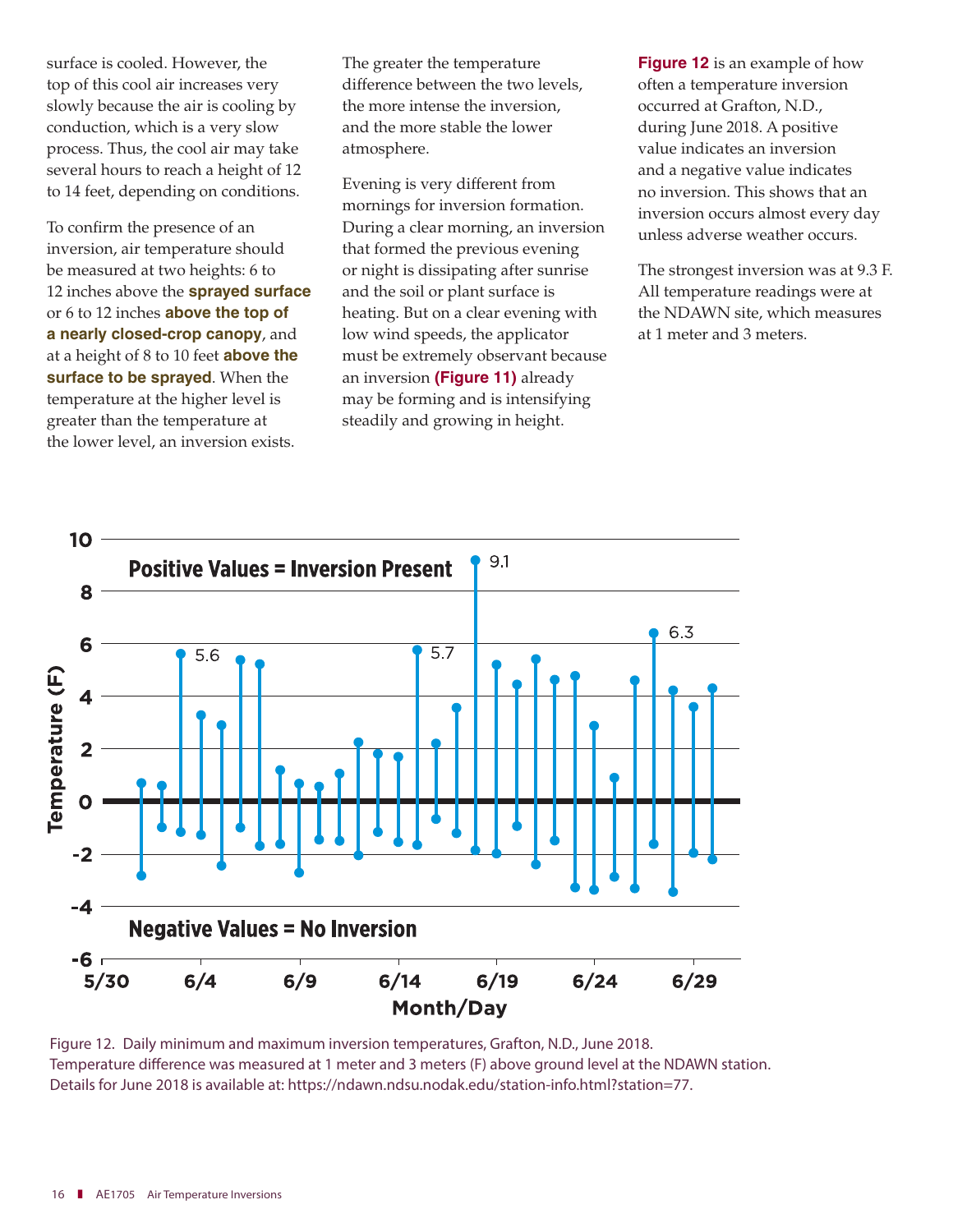surface is cooled. However, the top of this cool air increases very slowly because the air is cooling by conduction, which is a very slow process. Thus, the cool air may take several hours to reach a height of 12 to 14 feet, depending on conditions.

To confirm the presence of an inversion, air temperature should be measured at two heights: 6 to 12 inches above the **sprayed surface** or 6 to 12 inches **above the top of a nearly closed-crop canopy**, and at a height of 8 to 10 feet **above the surface to be sprayed**. When the temperature at the higher level is greater than the temperature at the lower level, an inversion exists.

The greater the temperature difference between the two levels, the more intense the inversion, and the more stable the lower atmosphere.

Evening is very different from mornings for inversion formation. During a clear morning, an inversion that formed the previous evening or night is dissipating after sunrise and the soil or plant surface is heating. But on a clear evening with low wind speeds, the applicator must be extremely observant because an inversion **(Figure 11)** already may be forming and is intensifying steadily and growing in height.

**Figure 12** is an example of how often a temperature inversion occurred at Grafton, N.D., during June 2018. A positive value indicates an inversion and a negative value indicates no inversion. This shows that an inversion occurs almost every day unless adverse weather occurs.

The strongest inversion was at 9.3 F. All temperature readings were at the NDAWN site, which measures at 1 meter and 3 meters.

Figure 12. Daily minimum and maximum inversion temperatures, Grafton, N.D., June 2018. Temperature difference was measured at 1 meter and 3 meters (F) above ground level at the NDAWN station. Details for June 2018 is available at: https://ndawn.ndsu.nodak.edu/station-info.html?station=77.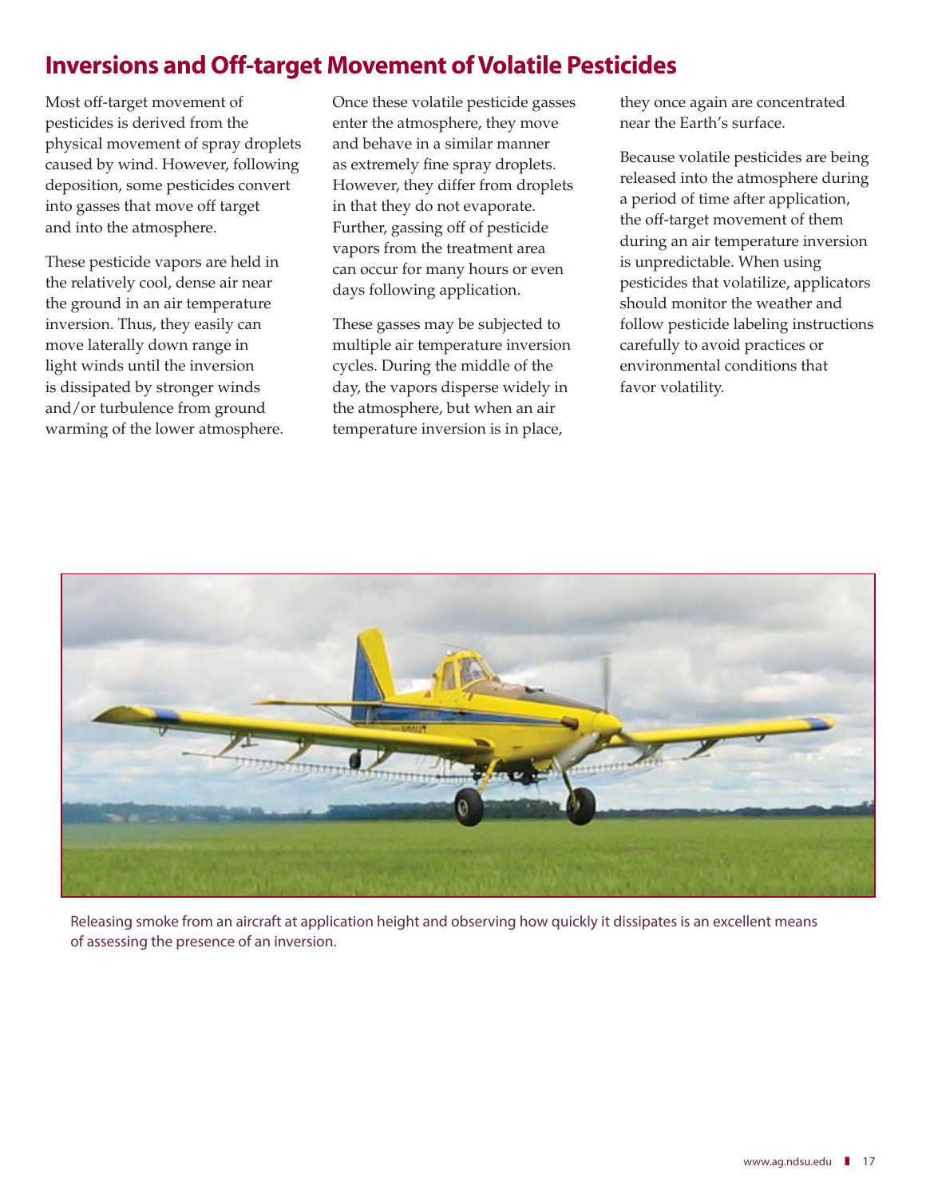## Inversions and Off-target Movement of Volatile Pesticides

Most off-target movement of pesticides is derived from the physical movement of spray droplets caused by wind. However, following deposition, some pesticides convert into gasses that move off target and into the atmosphere.

These pesticide vapors are held in the relatively cool, dense air near the ground in an air temperature inversion. Thus, they easily can move laterally down range in light winds until the inversion is dissipated by stronger winds and/or turbulence from ground warming of the lower atmosphere.

Once these volatile pesticide gasses enter the atmosphere, they move and behave in a similar manner as extremely fine spray droplets. However, they differ from droplets in that they do not evaporate. Further, gassing off of pesticide vapors from the treatment area can occur for many hours or even days following application.

These gasses may be subjected to multiple air temperature inversion cycles. During the middle of the day, the vapors disperse widely in the atmosphere, but when an air temperature inversion is in place, they once again are concentrated near the Earth's surface.

Because volatile pesticides are being released into the atmosphere during a period of time after application, the off-target movement of them during an air temperature inversion is unpredictable. When using pesticides that volatilize, applicators should monitor the weather and follow pesticide labeling instructions carefully to avoid practices or environmental conditions that favor volatility.

Releasing smoke from an aircraft at application height and observing how quickly it dissipates is an excellent means of assessing the presence of an inversion.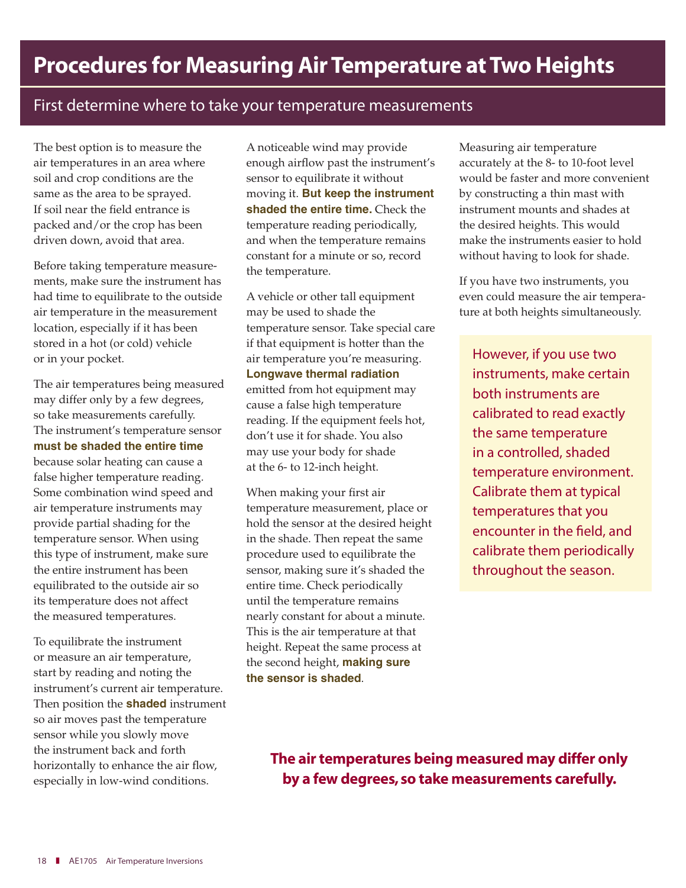# Procedures for Measuring Air Temperature at Two Heights

## First determine where to take your temperature measurements

The best option is to measure the air temperatures in an area where soil and crop conditions are the same as the area to be sprayed. If soil near the field entrance is packed and/or the crop has been driven down, avoid that area.

Before taking temperature measurements, make sure the instrument has had time to equilibrate to the outside air temperature in the measurement location, especially if it has been stored in a hot (or cold) vehicle or in your pocket.

The air temperatures being measured may differ only by a few degrees, so take measurements carefully. The instrument's temperature sensor **must be shaded the entire time** because solar heating can cause a false higher temperature reading. Some combination wind speed and air temperature instruments may provide partial shading for the temperature sensor. When using this type of instrument, make sure the entire instrument has been equilibrated to the outside air so its temperature does not affect the measured temperatures.

To equilibrate the instrument or measure an air temperature, start by reading and noting the instrument's current air temperature. Then position the **shaded** instrument so air moves past the temperature sensor while you slowly move the instrument back and forth horizontally to enhance the air flow, especially in low-wind conditions.

A noticeable wind may provide enough airflow past the instrument's sensor to equilibrate it without moving it. **But keep the instrument shaded the entire time.** Check the temperature reading periodically, and when the temperature remains constant for a minute or so, record the temperature.

A vehicle or other tall equipment may be used to shade the temperature sensor. Take special care if that equipment is hotter than the air temperature you're measuring. **Longwave thermal radiation** emitted from hot equipment may cause a false high temperature reading. If the equipment feels hot, don't use it for shade. You also may use your body for shade at the 6- to 12-inch height.

When making your first air temperature measurement, place or hold the sensor at the desired height in the shade. Then repeat the same procedure used to equilibrate the sensor, making sure it's shaded the entire time. Check periodically until the temperature remains nearly constant for about a minute. This is the air temperature at that height. Repeat the same process at the second height, **making sure the sensor is shaded**.

Measuring air temperature accurately at the 8- to 10-foot level would be faster and more convenient by constructing a thin mast with instrument mounts and shades at the desired heights. This would make the instruments easier to hold without having to look for shade.

If you have two instruments, you even could measure the air temperature at both heights simultaneously.

However, if you use two instruments, make certain both instruments are calibrated to read exactly the same temperature in a controlled, shaded temperature environment. Calibrate them at typical temperatures that you encounter in the field, and calibrate them periodically throughout the season.

**The air temperatures being measured may differ only by a few degrees, so take measurements carefully.**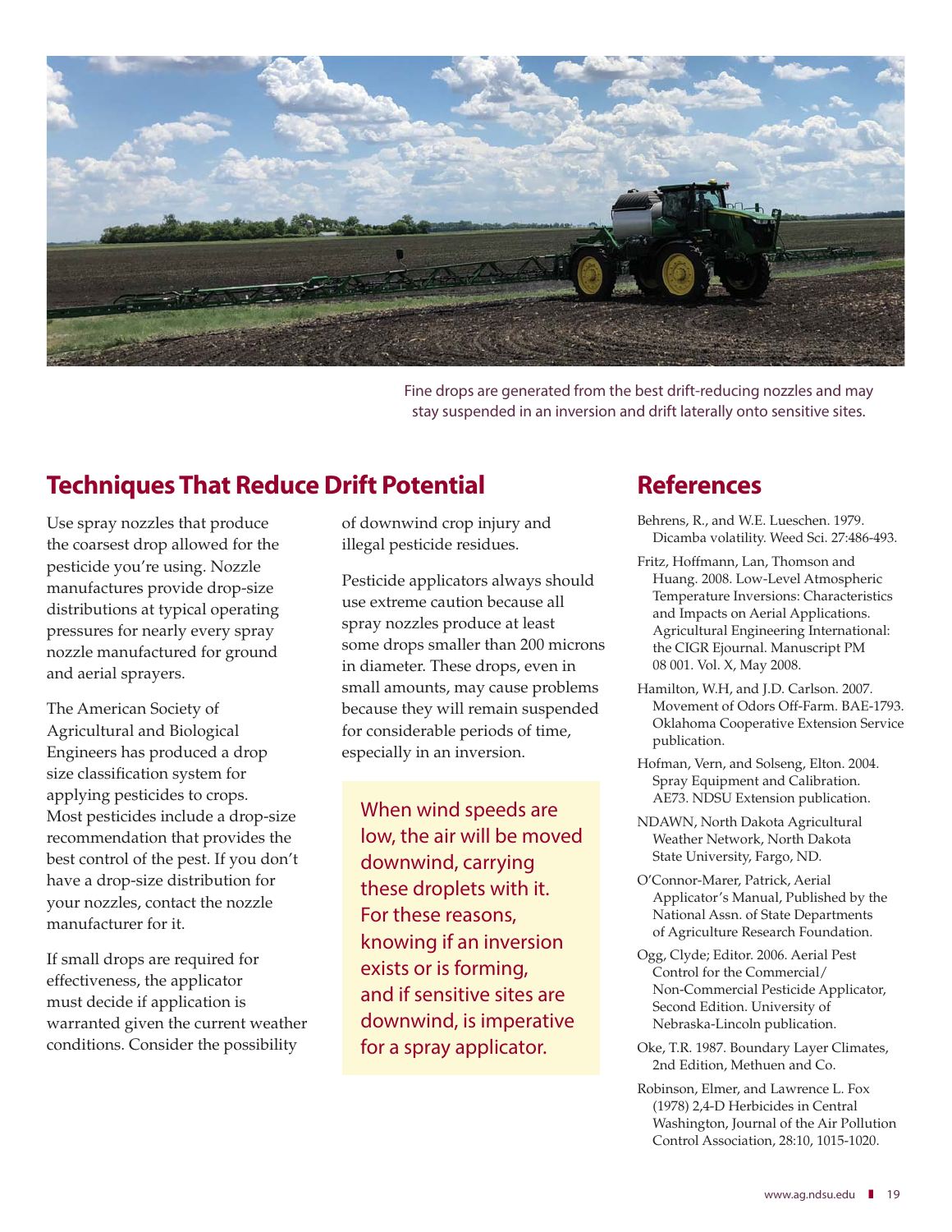Fine drops are generated from the best drift-reducing nozzles and may stay suspended in an inversion and drift laterally onto sensitive sites.

## Techniques That Reduce Drift Potential

Use spray nozzles that produce the coarsest drop allowed for the pesticide you're using. Nozzle manufactures provide drop-size distributions at typical operating pressures for nearly every spray nozzle manufactured for ground and aerial sprayers.

The American Society of Agricultural and Biological Engineers has produced a drop size classification system for applying pesticides to crops. Most pesticides include a drop-size recommendation that provides the best control of the pest. If you don't have a drop-size distribution for your nozzles, contact the nozzle manufacturer for it.

If small drops are required for effectiveness, the applicator must decide if application is warranted given the current weather conditions. Consider the possibility of downwind crop injury and illegal pesticide residues.

Pesticide applicators always should use extreme caution because all spray nozzles produce at least some drops smaller than 200 microns in diameter. These drops, even in small amounts, may cause problems because they will remain suspended for considerable periods of time, especially in an inversion.

When wind speeds are low, the air will be moved downwind, carrying these droplets with it. For these reasons, knowing if an inversion exists or is forming, and if sensitive sites are downwind, is imperative for a spray applicator.

## References

Behrens, R., and W.E. Lueschen. 1979. Dicamba volatility. Weed Sci. 27:486-493.

Fritz, Hoffmann, Lan, Thomson and Huang. 2008. Low-Level Atmospheric Temperature Inversions: Characteristics and Impacts on Aerial Applications. Agricultural Engineering International: the CIGR Ejournal. Manuscript PM 08 001. Vol. X, May 2008.

Hamilton, W.H, and J.D. Carlson. 2007. Movement of Odors Off-Farm. BAE-1793. Oklahoma Cooperative Extension Service publication.

Hofman, Vern, and Solseng, Elton. 2004. Spray Equipment and Calibration. AE73. NDSU Extension publication.

NDAWN, North Dakota Agricultural Weather Network, North Dakota State University, Fargo, ND.

O'Connor-Marer, Patrick, Aerial Applicator's Manual, Published by the National Assn. of State Departments of Agriculture Research Foundation.

Ogg, Clyde; Editor. 2006. Aerial Pest Control for the Commercial/Non-Commercial Pesticide Applicator, Second Edition. University of Nebraska-Lincoln publication.

Oke, T.R. 1987. Boundary Layer Climates, 2nd Edition, Methuen and Co.

Robinson, Elmer, and Lawrence L. Fox (1978) 2,4-D Herbicides in Central Washington, Journal of the Air Pollution Control Association, 28:10, 1015-1020.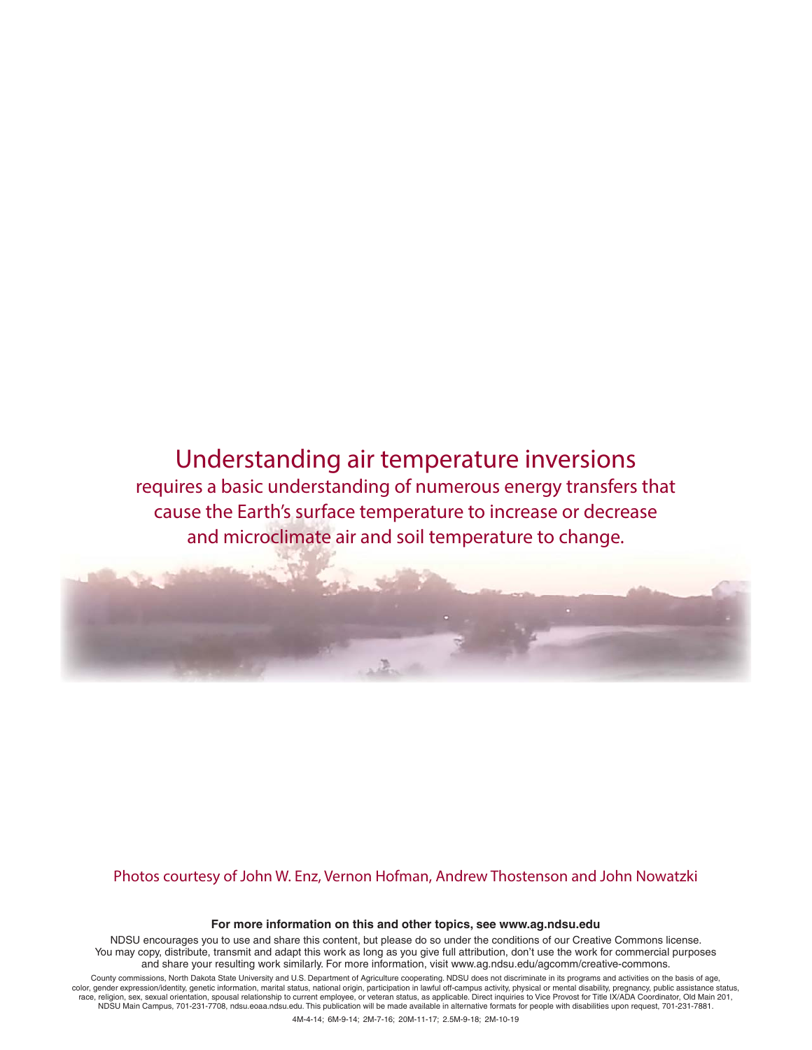**Understanding air temperature inversions** requires a basic understanding of numerous energy transfers that cause the Earth's surface temperature to increase or decrease and microclimate air and soil temperature to change.

Photos courtesy of John W. Enz, Vernon Hofman, Andrew Thostenson and John Nowatzki

**For more information on this and other topics, see www.ag.ndsu.edu**

NDSU encourages you to use and share this content, but please do so under the conditions of our Creative Commons license. You may copy, distribute, transmit and adapt this work as long as you give full attribution, don't use the work for commercial purposes and share your resulting work similarly. For more information, visit www.ag.ndsu.edu/agcomm/creative-commons.

County commissions, North Dakota State University and U.S. Department of Agriculture cooperating. NDSU does not discriminate in its programs and activities on the basis of age, color, gender expression/identity, genetic information, marital status, national origin, participation in lawful off-campus activity, physical or mental disability, pregnancy, public assistance status, race, religion, sex, sexual orientation, spousal relationship to current employee, or veteran status, as applicable. Direct inquiries to Vice Provost for Title IX/ADA Coordinator, Old Main 201, NDSU Main Campus, 701-231-7708, ndsu.eoaa.ndsu.edu. This publication will be made available in alternative formats for people with disabilities upon request, 701-231-7881.

4M-4-14; 6M-9-14; 2M-7-16; 20M-11-17; 2.5M-9-18; 2M-10-19